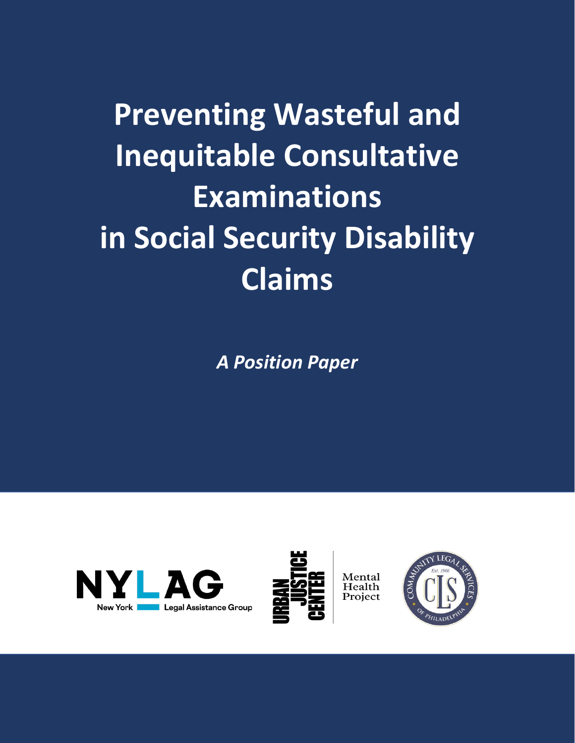# Preventing Wasteful and Inequitable Consultative Examinations in Social Security Disability Claims

***A Position Paper***

NYLAG New York Legal Assistance Group

Urban Justice Center Mental Health Project

Community Legal Services of Philadelphia Est. 1966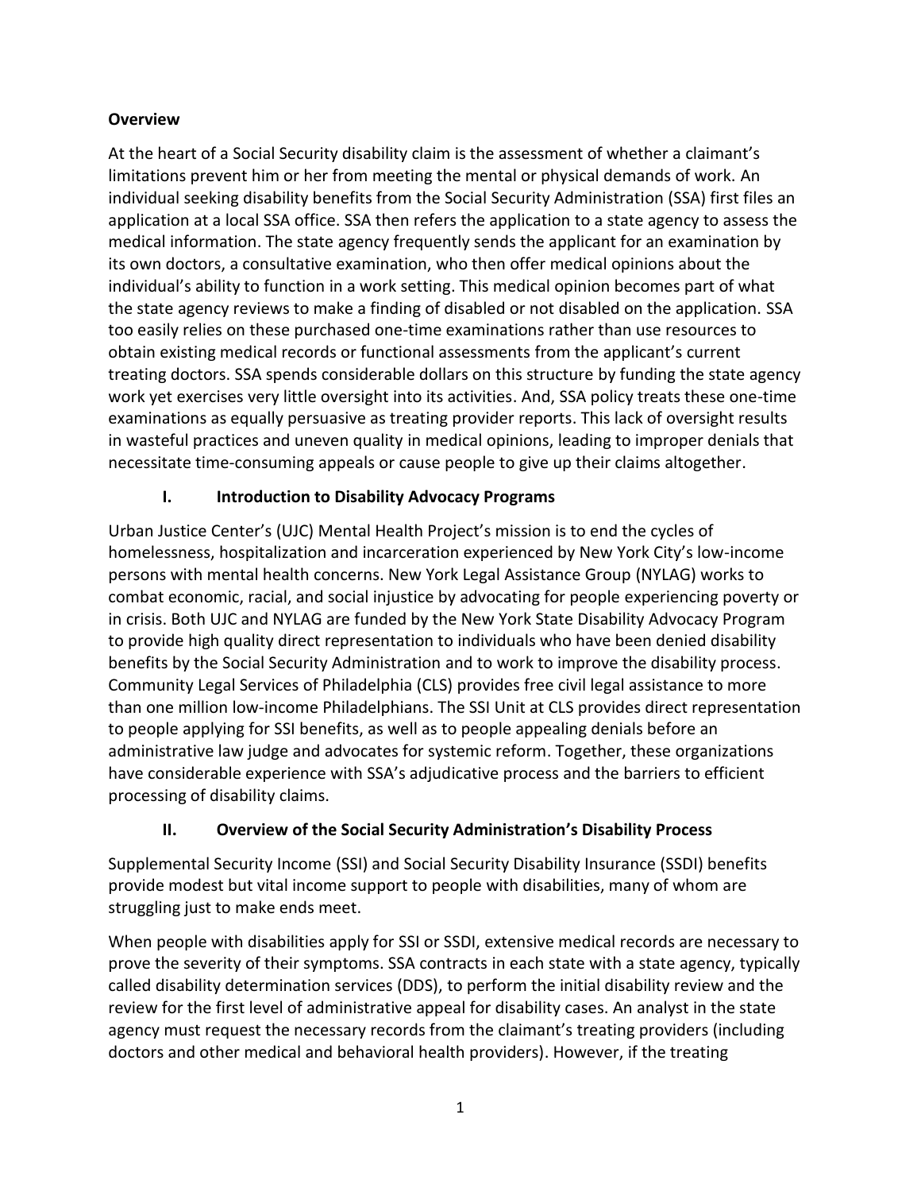**Overview**

At the heart of a Social Security disability claim is the assessment of whether a claimant's limitations prevent him or her from meeting the mental or physical demands of work. An individual seeking disability benefits from the Social Security Administration (SSA) first files an application at a local SSA office. SSA then refers the application to a state agency to assess the medical information. The state agency frequently sends the applicant for an examination by its own doctors, a consultative examination, who then offer medical opinions about the individual's ability to function in a work setting. This medical opinion becomes part of what the state agency reviews to make a finding of disabled or not disabled on the application. SSA too easily relies on these purchased one-time examinations rather than use resources to obtain existing medical records or functional assessments from the applicant's current treating doctors. SSA spends considerable dollars on this structure by funding the state agency work yet exercises very little oversight into its activities. And, SSA policy treats these one-time examinations as equally persuasive as treating provider reports. This lack of oversight results in wasteful practices and uneven quality in medical opinions, leading to improper denials that necessitate time-consuming appeals or cause people to give up their claims altogether.

## I. Introduction to Disability Advocacy Programs

Urban Justice Center's (UJC) Mental Health Project's mission is to end the cycles of homelessness, hospitalization and incarceration experienced by New York City's low-income persons with mental health concerns. New York Legal Assistance Group (NYLAG) works to combat economic, racial, and social injustice by advocating for people experiencing poverty or in crisis. Both UJC and NYLAG are funded by the New York State Disability Advocacy Program to provide high quality direct representation to individuals who have been denied disability benefits by the Social Security Administration and to work to improve the disability process. Community Legal Services of Philadelphia (CLS) provides free civil legal assistance to more than one million low-income Philadelphians. The SSI Unit at CLS provides direct representation to people applying for SSI benefits, as well as to people appealing denials before an administrative law judge and advocates for systemic reform. Together, these organizations have considerable experience with SSA's adjudicative process and the barriers to efficient processing of disability claims.

## II. Overview of the Social Security Administration's Disability Process

Supplemental Security Income (SSI) and Social Security Disability Insurance (SSDI) benefits provide modest but vital income support to people with disabilities, many of whom are struggling just to make ends meet.

When people with disabilities apply for SSI or SSDI, extensive medical records are necessary to prove the severity of their symptoms. SSA contracts in each state with a state agency, typically called disability determination services (DDS), to perform the initial disability review and the review for the first level of administrative appeal for disability cases. An analyst in the state agency must request the necessary records from the claimant's treating providers (including doctors and other medical and behavioral health providers). However, if the treating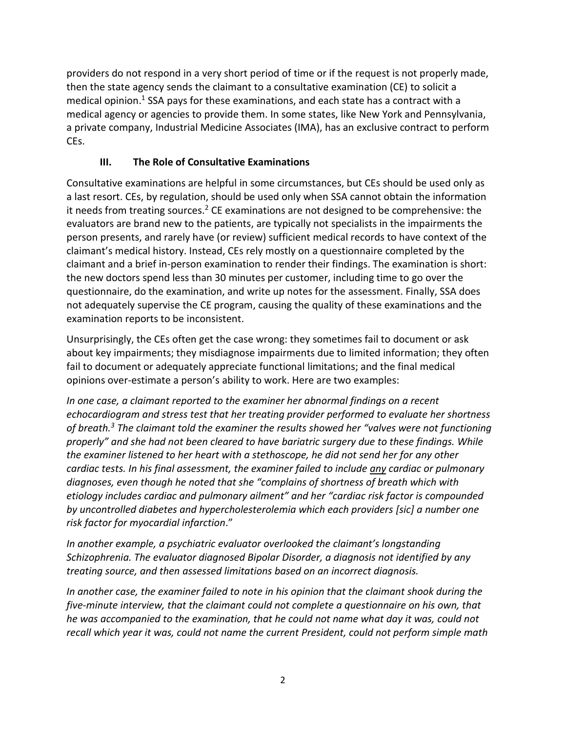providers do not respond in a very short period of time or if the request is not properly made, then the state agency sends the claimant to a consultative examination (CE) to solicit a medical opinion.[1] SSA pays for these examinations, and each state has a contract with a medical agency or agencies to provide them. In some states, like New York and Pennsylvania, a private company, Industrial Medicine Associates (IMA), has an exclusive contract to perform CEs.

### III. The Role of Consultative Examinations

Consultative examinations are helpful in some circumstances, but CEs should be used only as a last resort. CEs, by regulation, should be used only when SSA cannot obtain the information it needs from treating sources.[2] CE examinations are not designed to be comprehensive: the evaluators are brand new to the patients, are typically not specialists in the impairments the person presents, and rarely have (or review) sufficient medical records to have context of the claimant's medical history. Instead, CEs rely mostly on a questionnaire completed by the claimant and a brief in-person examination to render their findings. The examination is short: the new doctors spend less than 30 minutes per customer, including time to go over the questionnaire, do the examination, and write up notes for the assessment. Finally, SSA does not adequately supervise the CE program, causing the quality of these examinations and the examination reports to be inconsistent.

Unsurprisingly, the CEs often get the case wrong: they sometimes fail to document or ask about key impairments; they misdiagnose impairments due to limited information; they often fail to document or adequately appreciate functional limitations; and the final medical opinions over-estimate a person's ability to work. Here are two examples:

*In one case, a claimant reported to the examiner her abnormal findings on a recent echocardiogram and stress test that her treating provider performed to evaluate her shortness of breath.[3] The claimant told the examiner the results showed her "valves were not functioning properly" and she had not been cleared to have bariatric surgery due to these findings. While the examiner listened to her heart with a stethoscope, he did not send her for any other cardiac tests. In his final assessment, the examiner failed to include <u>any</u> cardiac or pulmonary diagnoses, even though he noted that she "complains of shortness of breath which with etiology includes cardiac and pulmonary ailment" and her "cardiac risk factor is compounded by uncontrolled diabetes and hypercholesterolemia which each providers [sic] a number one risk factor for myocardial infarction."*

*In another example, a psychiatric evaluator overlooked the claimant's longstanding Schizophrenia. The evaluator diagnosed Bipolar Disorder, a diagnosis not identified by any treating source, and then assessed limitations based on an incorrect diagnosis.*

*In another case, the examiner failed to note in his opinion that the claimant shook during the five-minute interview, that the claimant could not complete a questionnaire on his own, that he was accompanied to the examination, that he could not name what day it was, could not recall which year it was, could not name the current President, could not perform simple math*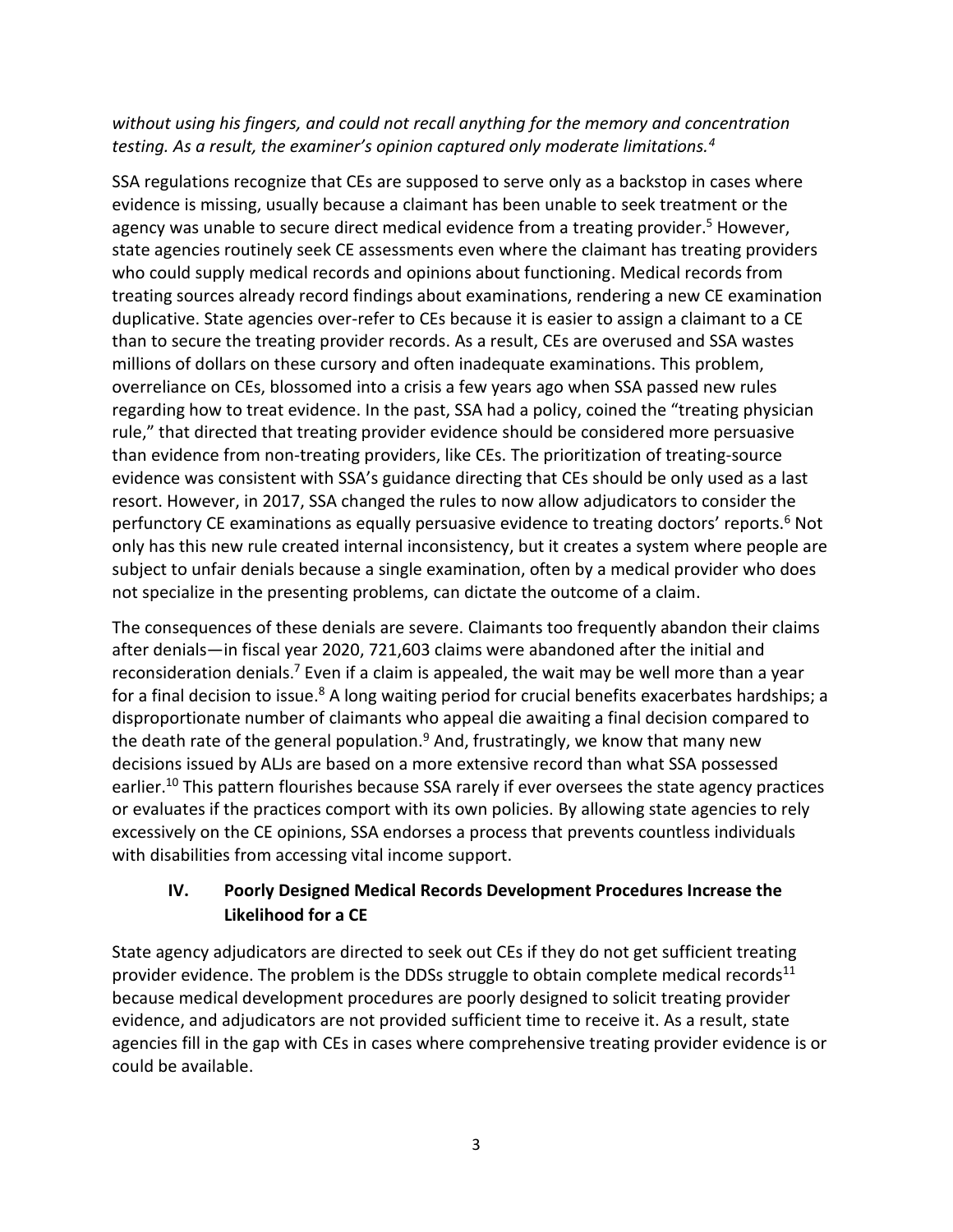*without using his fingers, and could not recall anything for the memory and concentration testing. As a result, the examiner's opinion captured only moderate limitations.*[4]

SSA regulations recognize that CEs are supposed to serve only as a backstop in cases where evidence is missing, usually because a claimant has been unable to seek treatment or the agency was unable to secure direct medical evidence from a treating provider.[5] However, state agencies routinely seek CE assessments even where the claimant has treating providers who could supply medical records and opinions about functioning. Medical records from treating sources already record findings about examinations, rendering a new CE examination duplicative. State agencies over-refer to CEs because it is easier to assign a claimant to a CE than to secure the treating provider records. As a result, CEs are overused and SSA wastes millions of dollars on these cursory and often inadequate examinations. This problem, overreliance on CEs, blossomed into a crisis a few years ago when SSA passed new rules regarding how to treat evidence. In the past, SSA had a policy, coined the "treating physician rule," that directed that treating provider evidence should be considered more persuasive than evidence from non-treating providers, like CEs. The prioritization of treating-source evidence was consistent with SSA's guidance directing that CEs should be only used as a last resort. However, in 2017, SSA changed the rules to now allow adjudicators to consider the perfunctory CE examinations as equally persuasive evidence to treating doctors' reports.[6] Not only has this new rule created internal inconsistency, but it creates a system where people are subject to unfair denials because a single examination, often by a medical provider who does not specialize in the presenting problems, can dictate the outcome of a claim.

The consequences of these denials are severe. Claimants too frequently abandon their claims after denials—in fiscal year 2020, 721,603 claims were abandoned after the initial and reconsideration denials.[7] Even if a claim is appealed, the wait may be well more than a year for a final decision to issue.[8] A long waiting period for crucial benefits exacerbates hardships; a disproportionate number of claimants who appeal die awaiting a final decision compared to the death rate of the general population.[9] And, frustratingly, we know that many new decisions issued by ALJs are based on a more extensive record than what SSA possessed earlier.[10] This pattern flourishes because SSA rarely if ever oversees the state agency practices or evaluates if the practices comport with its own policies. By allowing state agencies to rely excessively on the CE opinions, SSA endorses a process that prevents countless individuals with disabilities from accessing vital income support.

## IV. Poorly Designed Medical Records Development Procedures Increase the Likelihood for a CE

State agency adjudicators are directed to seek out CEs if they do not get sufficient treating provider evidence. The problem is the DDSs struggle to obtain complete medical records[11] because medical development procedures are poorly designed to solicit treating provider evidence, and adjudicators are not provided sufficient time to receive it. As a result, state agencies fill in the gap with CEs in cases where comprehensive treating provider evidence is or could be available.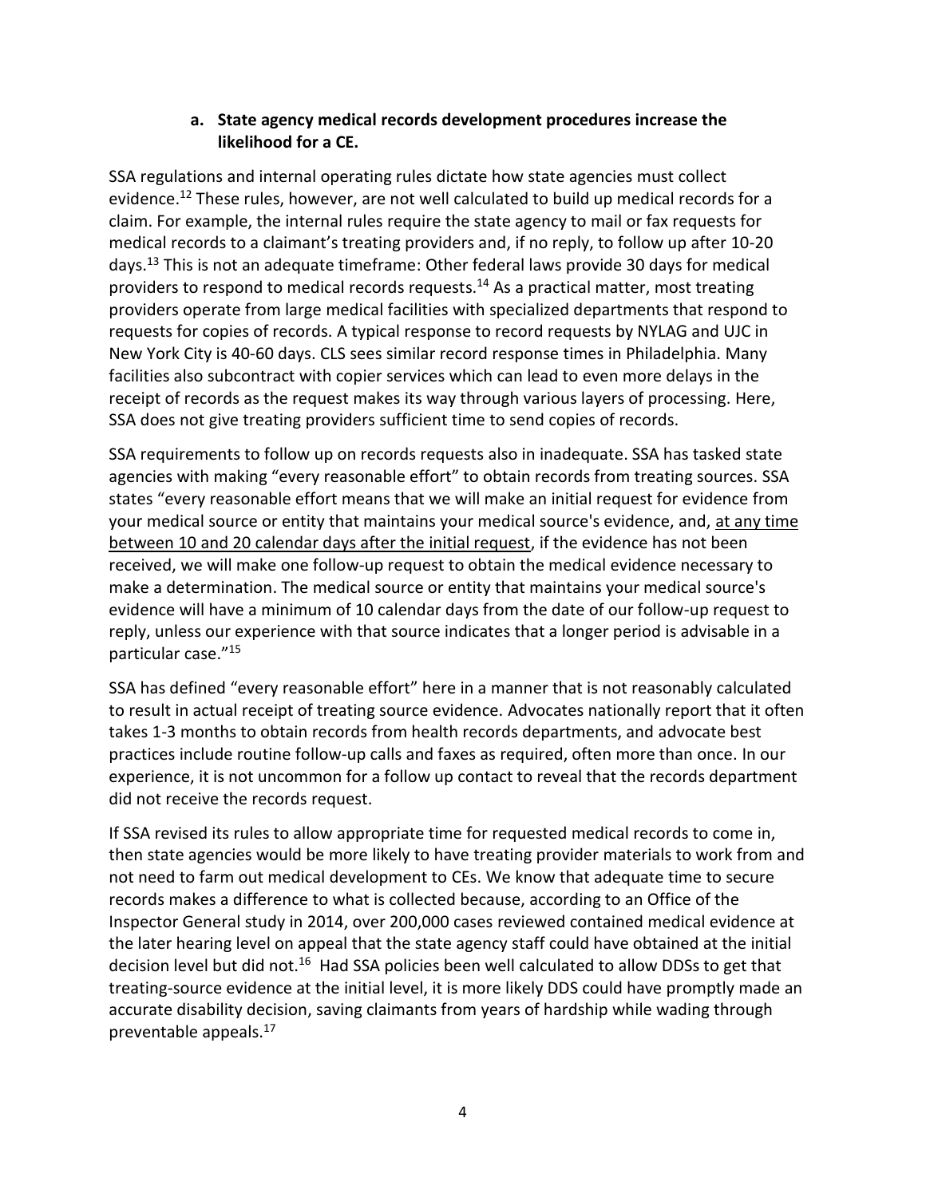### a. State agency medical records development procedures increase the likelihood for a CE.

SSA regulations and internal operating rules dictate how state agencies must collect evidence.[12] These rules, however, are not well calculated to build up medical records for a claim. For example, the internal rules require the state agency to mail or fax requests for medical records to a claimant's treating providers and, if no reply, to follow up after 10-20 days.[13] This is not an adequate timeframe: Other federal laws provide 30 days for medical providers to respond to medical records requests.[14] As a practical matter, most treating providers operate from large medical facilities with specialized departments that respond to requests for copies of records. A typical response to record requests by NYLAG and UJC in New York City is 40-60 days. CLS sees similar record response times in Philadelphia. Many facilities also subcontract with copier services which can lead to even more delays in the receipt of records as the request makes its way through various layers of processing. Here, SSA does not give treating providers sufficient time to send copies of records.

SSA requirements to follow up on records requests also in inadequate. SSA has tasked state agencies with making "every reasonable effort" to obtain records from treating sources. SSA states "every reasonable effort means that we will make an initial request for evidence from your medical source or entity that maintains your medical source's evidence, and, <u>at any time between 10 and 20 calendar days after the initial request</u>, if the evidence has not been received, we will make one follow-up request to obtain the medical evidence necessary to make a determination. The medical source or entity that maintains your medical source's evidence will have a minimum of 10 calendar days from the date of our follow-up request to reply, unless our experience with that source indicates that a longer period is advisable in a particular case."[15]

SSA has defined "every reasonable effort" here in a manner that is not reasonably calculated to result in actual receipt of treating source evidence. Advocates nationally report that it often takes 1-3 months to obtain records from health records departments, and advocate best practices include routine follow-up calls and faxes as required, often more than once. In our experience, it is not uncommon for a follow up contact to reveal that the records department did not receive the records request.

If SSA revised its rules to allow appropriate time for requested medical records to come in, then state agencies would be more likely to have treating provider materials to work from and not need to farm out medical development to CEs. We know that adequate time to secure records makes a difference to what is collected because, according to an Office of the Inspector General study in 2014, over 200,000 cases reviewed contained medical evidence at the later hearing level on appeal that the state agency staff could have obtained at the initial decision level but did not.[16] Had SSA policies been well calculated to allow DDSs to get that treating-source evidence at the initial level, it is more likely DDS could have promptly made an accurate disability decision, saving claimants from years of hardship while wading through preventable appeals.[17]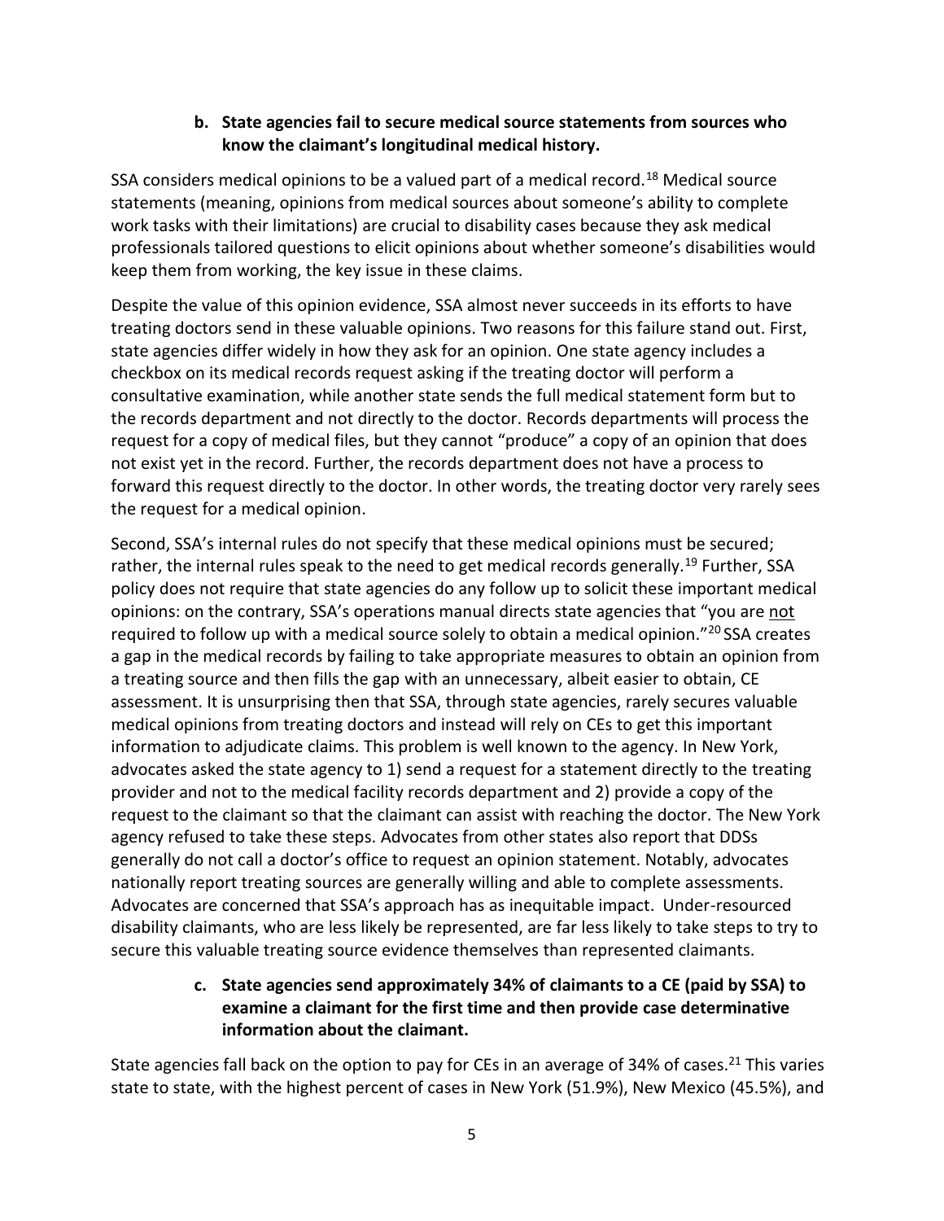### b. State agencies fail to secure medical source statements from sources who know the claimant's longitudinal medical history.

SSA considers medical opinions to be a valued part of a medical record.[18] Medical source statements (meaning, opinions from medical sources about someone's ability to complete work tasks with their limitations) are crucial to disability cases because they ask medical professionals tailored questions to elicit opinions about whether someone's disabilities would keep them from working, the key issue in these claims.

Despite the value of this opinion evidence, SSA almost never succeeds in its efforts to have treating doctors send in these valuable opinions. Two reasons for this failure stand out. First, state agencies differ widely in how they ask for an opinion. One state agency includes a checkbox on its medical records request asking if the treating doctor will perform a consultative examination, while another state sends the full medical statement form but to the records department and not directly to the doctor. Records departments will process the request for a copy of medical files, but they cannot "produce" a copy of an opinion that does not exist yet in the record. Further, the records department does not have a process to forward this request directly to the doctor. In other words, the treating doctor very rarely sees the request for a medical opinion.

Second, SSA's internal rules do not specify that these medical opinions must be secured; rather, the internal rules speak to the need to get medical records generally.[19] Further, SSA policy does not require that state agencies do any follow up to solicit these important medical opinions: on the contrary, SSA's operations manual directs state agencies that "you are <u>not</u> required to follow up with a medical source solely to obtain a medical opinion."[20] SSA creates a gap in the medical records by failing to take appropriate measures to obtain an opinion from a treating source and then fills the gap with an unnecessary, albeit easier to obtain, CE assessment. It is unsurprising then that SSA, through state agencies, rarely secures valuable medical opinions from treating doctors and instead will rely on CEs to get this important information to adjudicate claims. This problem is well known to the agency. In New York, advocates asked the state agency to 1) send a request for a statement directly to the treating provider and not to the medical facility records department and 2) provide a copy of the request to the claimant so that the claimant can assist with reaching the doctor. The New York agency refused to take these steps. Advocates from other states also report that DDSs generally do not call a doctor's office to request an opinion statement. Notably, advocates nationally report treating sources are generally willing and able to complete assessments. Advocates are concerned that SSA's approach has as inequitable impact. Under-resourced disability claimants, who are less likely be represented, are far less likely to take steps to try to secure this valuable treating source evidence themselves than represented claimants.

### c. State agencies send approximately 34% of claimants to a CE (paid by SSA) to examine a claimant for the first time and then provide case determinative information about the claimant.

State agencies fall back on the option to pay for CEs in an average of 34% of cases.[21] This varies state to state, with the highest percent of cases in New York (51.9%), New Mexico (45.5%), and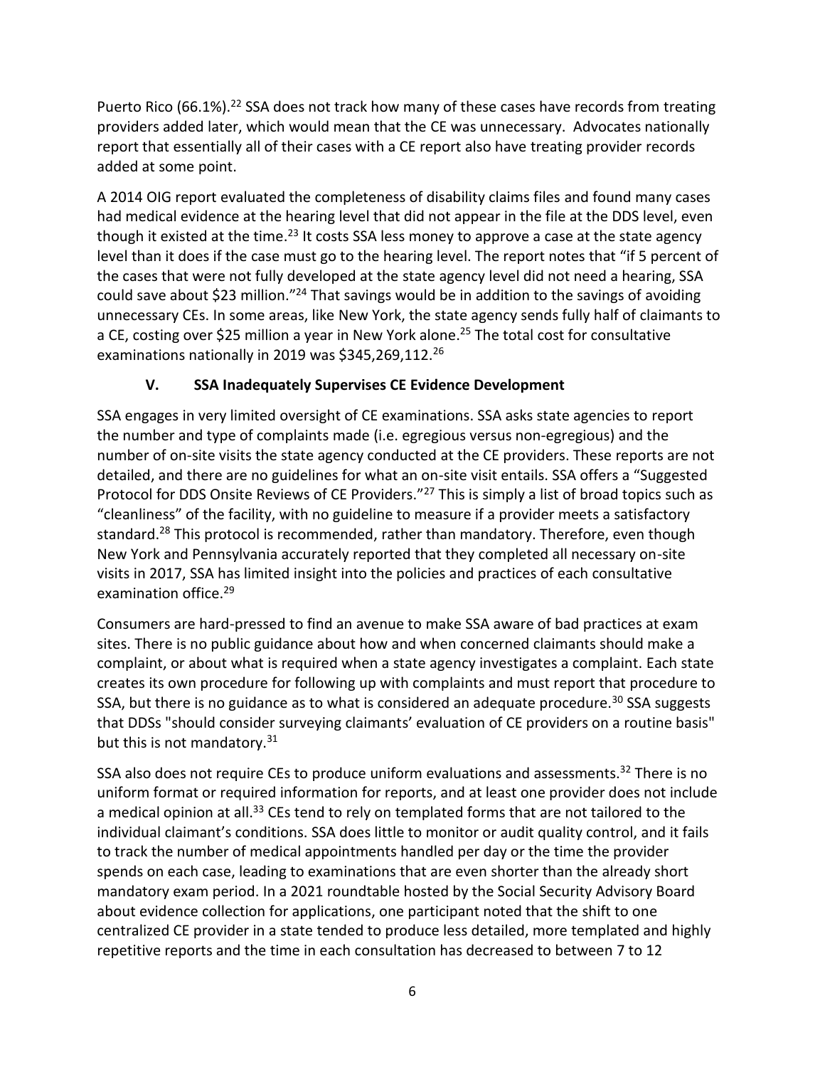Puerto Rico (66.1%).[22] SSA does not track how many of these cases have records from treating providers added later, which would mean that the CE was unnecessary. Advocates nationally report that essentially all of their cases with a CE report also have treating provider records added at some point.

A 2014 OIG report evaluated the completeness of disability claims files and found many cases had medical evidence at the hearing level that did not appear in the file at the DDS level, even though it existed at the time.[23] It costs SSA less money to approve a case at the state agency level than it does if the case must go to the hearing level. The report notes that "if 5 percent of the cases that were not fully developed at the state agency level did not need a hearing, SSA could save about $23 million."[24] That savings would be in addition to the savings of avoiding unnecessary CEs. In some areas, like New York, the state agency sends fully half of claimants to a CE, costing over $25 million a year in New York alone.[25] The total cost for consultative examinations nationally in 2019 was $345,269,112.[26]

## V. SSA Inadequately Supervises CE Evidence Development

SSA engages in very limited oversight of CE examinations. SSA asks state agencies to report the number and type of complaints made (i.e. egregious versus non-egregious) and the number of on-site visits the state agency conducted at the CE providers. These reports are not detailed, and there are no guidelines for what an on-site visit entails. SSA offers a "Suggested Protocol for DDS Onsite Reviews of CE Providers."[27] This is simply a list of broad topics such as "cleanliness" of the facility, with no guideline to measure if a provider meets a satisfactory standard.[28] This protocol is recommended, rather than mandatory. Therefore, even though New York and Pennsylvania accurately reported that they completed all necessary on-site visits in 2017, SSA has limited insight into the policies and practices of each consultative examination office.[29]

Consumers are hard-pressed to find an avenue to make SSA aware of bad practices at exam sites. There is no public guidance about how and when concerned claimants should make a complaint, or about what is required when a state agency investigates a complaint. Each state creates its own procedure for following up with complaints and must report that procedure to SSA, but there is no guidance as to what is considered an adequate procedure.[30] SSA suggests that DDSs "should consider surveying claimants' evaluation of CE providers on a routine basis" but this is not mandatory.[31]

SSA also does not require CEs to produce uniform evaluations and assessments.[32] There is no uniform format or required information for reports, and at least one provider does not include a medical opinion at all.[33] CEs tend to rely on templated forms that are not tailored to the individual claimant's conditions. SSA does little to monitor or audit quality control, and it fails to track the number of medical appointments handled per day or the time the provider spends on each case, leading to examinations that are even shorter than the already short mandatory exam period. In a 2021 roundtable hosted by the Social Security Advisory Board about evidence collection for applications, one participant noted that the shift to one centralized CE provider in a state tended to produce less detailed, more templated and highly repetitive reports and the time in each consultation has decreased to between 7 to 12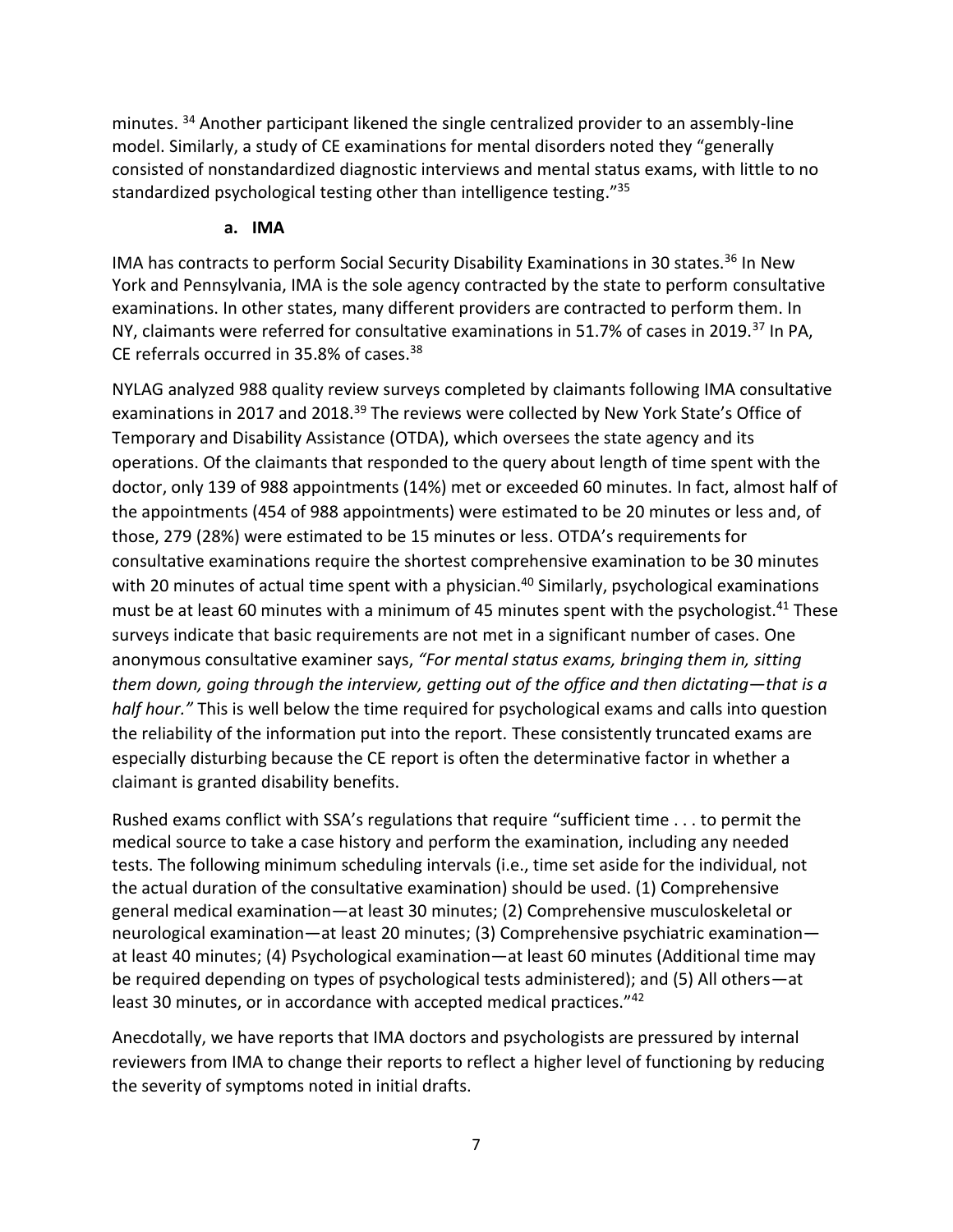minutes. [34] Another participant likened the single centralized provider to an assembly-line model. Similarly, a study of CE examinations for mental disorders noted they "generally consisted of nonstandardized diagnostic interviews and mental status exams, with little to no standardized psychological testing other than intelligence testing."[35]

#### a. IMA

IMA has contracts to perform Social Security Disability Examinations in 30 states.[36] In New York and Pennsylvania, IMA is the sole agency contracted by the state to perform consultative examinations. In other states, many different providers are contracted to perform them. In NY, claimants were referred for consultative examinations in 51.7% of cases in 2019.[37] In PA, CE referrals occurred in 35.8% of cases.[38]

NYLAG analyzed 988 quality review surveys completed by claimants following IMA consultative examinations in 2017 and 2018.[39] The reviews were collected by New York State's Office of Temporary and Disability Assistance (OTDA), which oversees the state agency and its operations. Of the claimants that responded to the query about length of time spent with the doctor, only 139 of 988 appointments (14%) met or exceeded 60 minutes. In fact, almost half of the appointments (454 of 988 appointments) were estimated to be 20 minutes or less and, of those, 279 (28%) were estimated to be 15 minutes or less. OTDA's requirements for consultative examinations require the shortest comprehensive examination to be 30 minutes with 20 minutes of actual time spent with a physician.[40] Similarly, psychological examinations must be at least 60 minutes with a minimum of 45 minutes spent with the psychologist.[41] These surveys indicate that basic requirements are not met in a significant number of cases. One anonymous consultative examiner says, *"For mental status exams, bringing them in, sitting them down, going through the interview, getting out of the office and then dictating—that is a half hour."* This is well below the time required for psychological exams and calls into question the reliability of the information put into the report. These consistently truncated exams are especially disturbing because the CE report is often the determinative factor in whether a claimant is granted disability benefits.

Rushed exams conflict with SSA's regulations that require "sufficient time . . . to permit the medical source to take a case history and perform the examination, including any needed tests. The following minimum scheduling intervals (i.e., time set aside for the individual, not the actual duration of the consultative examination) should be used. (1) Comprehensive general medical examination—at least 30 minutes; (2) Comprehensive musculoskeletal or neurological examination—at least 20 minutes; (3) Comprehensive psychiatric examination—at least 40 minutes; (4) Psychological examination—at least 60 minutes (Additional time may be required depending on types of psychological tests administered); and (5) All others—at least 30 minutes, or in accordance with accepted medical practices."[42]

Anecdotally, we have reports that IMA doctors and psychologists are pressured by internal reviewers from IMA to change their reports to reflect a higher level of functioning by reducing the severity of symptoms noted in initial drafts.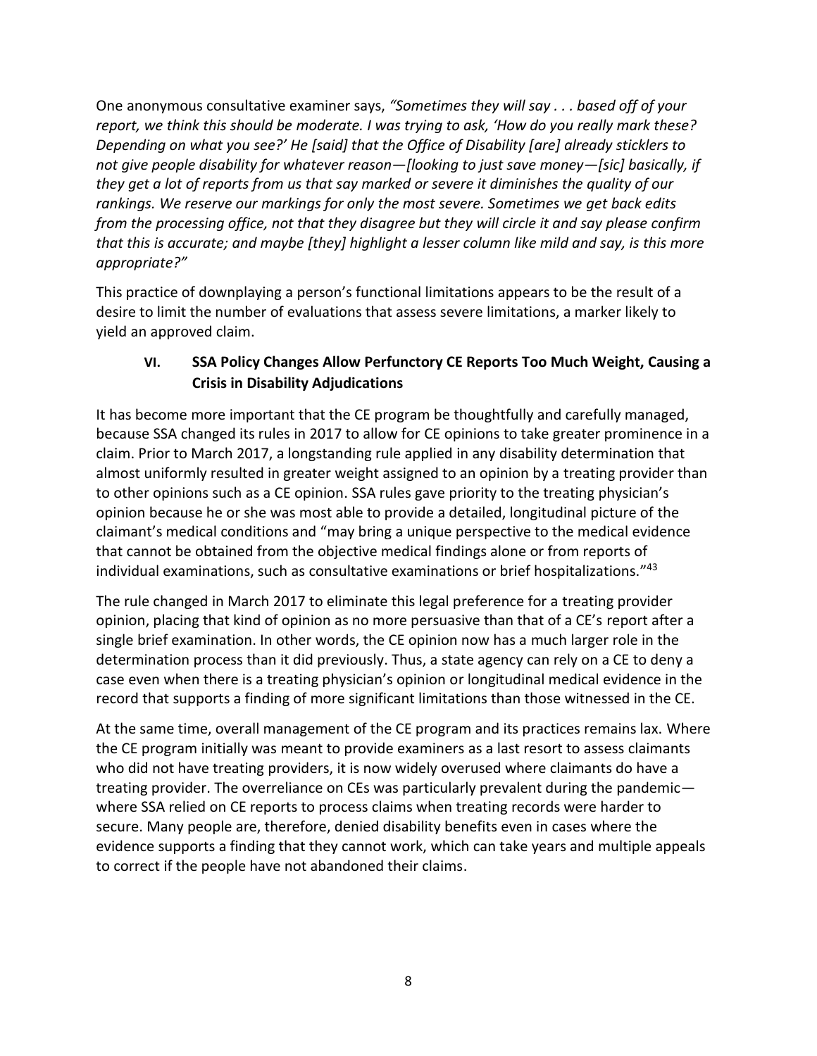One anonymous consultative examiner says, *"Sometimes they will say . . . based off of your report, we think this should be moderate. I was trying to ask, 'How do you really mark these? Depending on what you see?' He [said] that the Office of Disability [are] already sticklers to not give people disability for whatever reason—[looking to just save money—[sic] basically, if they get a lot of reports from us that say marked or severe it diminishes the quality of our rankings. We reserve our markings for only the most severe. Sometimes we get back edits from the processing office, not that they disagree but they will circle it and say please confirm that this is accurate; and maybe [they] highlight a lesser column like mild and say, is this more appropriate?"*

This practice of downplaying a person's functional limitations appears to be the result of a desire to limit the number of evaluations that assess severe limitations, a marker likely to yield an approved claim.

## VI. SSA Policy Changes Allow Perfunctory CE Reports Too Much Weight, Causing a Crisis in Disability Adjudications

It has become more important that the CE program be thoughtfully and carefully managed, because SSA changed its rules in 2017 to allow for CE opinions to take greater prominence in a claim. Prior to March 2017, a longstanding rule applied in any disability determination that almost uniformly resulted in greater weight assigned to an opinion by a treating provider than to other opinions such as a CE opinion. SSA rules gave priority to the treating physician's opinion because he or she was most able to provide a detailed, longitudinal picture of the claimant's medical conditions and "may bring a unique perspective to the medical evidence that cannot be obtained from the objective medical findings alone or from reports of individual examinations, such as consultative examinations or brief hospitalizations."[43]

The rule changed in March 2017 to eliminate this legal preference for a treating provider opinion, placing that kind of opinion as no more persuasive than that of a CE's report after a single brief examination. In other words, the CE opinion now has a much larger role in the determination process than it did previously. Thus, a state agency can rely on a CE to deny a case even when there is a treating physician's opinion or longitudinal medical evidence in the record that supports a finding of more significant limitations than those witnessed in the CE.

At the same time, overall management of the CE program and its practices remains lax. Where the CE program initially was meant to provide examiners as a last resort to assess claimants who did not have treating providers, it is now widely overused where claimants do have a treating provider. The overreliance on CEs was particularly prevalent during the pandemic—where SSA relied on CE reports to process claims when treating records were harder to secure. Many people are, therefore, denied disability benefits even in cases where the evidence supports a finding that they cannot work, which can take years and multiple appeals to correct if the people have not abandoned their claims.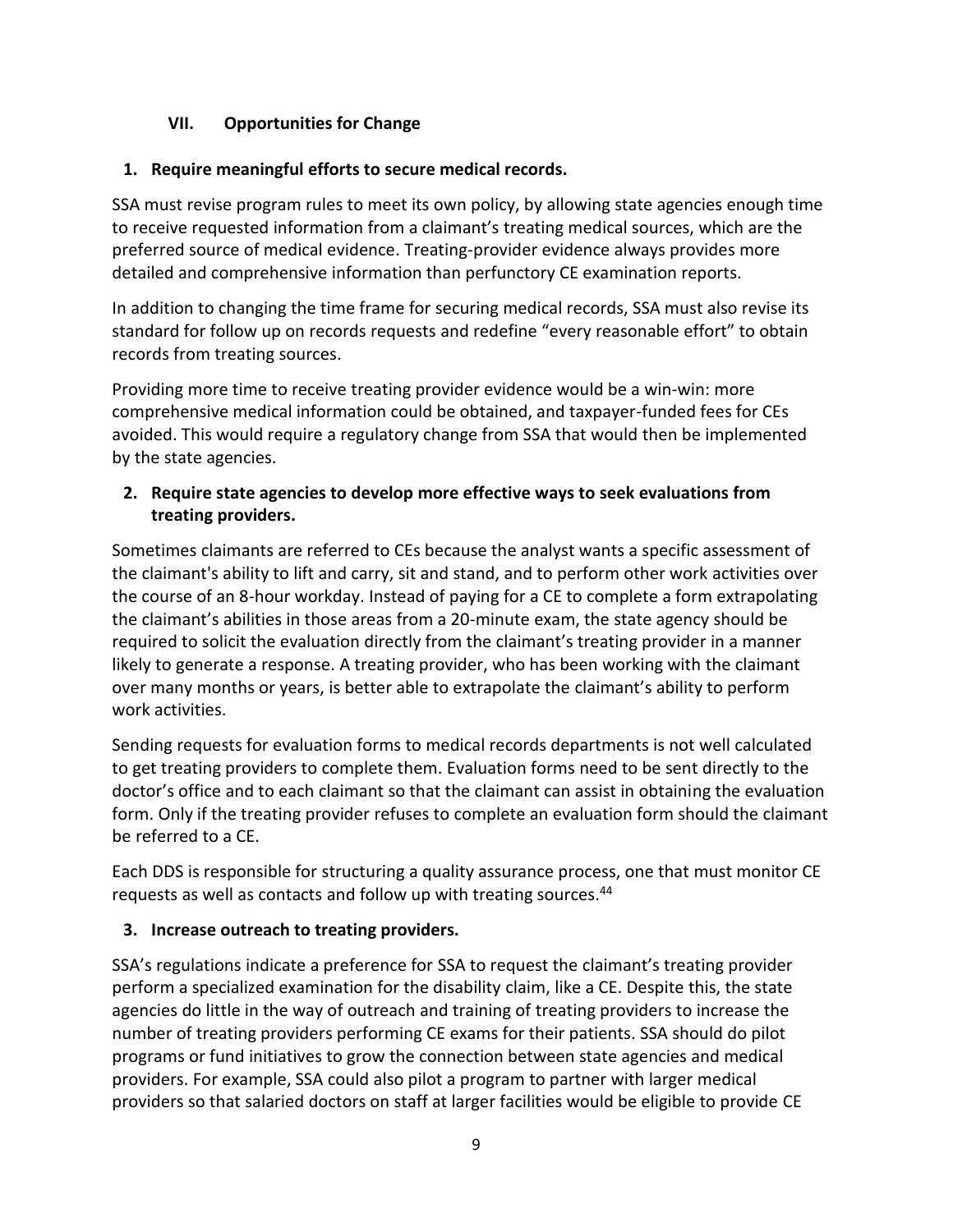## VII. Opportunities for Change

### 1. Require meaningful efforts to secure medical records.

SSA must revise program rules to meet its own policy, by allowing state agencies enough time to receive requested information from a claimant's treating medical sources, which are the preferred source of medical evidence. Treating-provider evidence always provides more detailed and comprehensive information than perfunctory CE examination reports.

In addition to changing the time frame for securing medical records, SSA must also revise its standard for follow up on records requests and redefine "every reasonable effort" to obtain records from treating sources.

Providing more time to receive treating provider evidence would be a win-win: more comprehensive medical information could be obtained, and taxpayer-funded fees for CEs avoided. This would require a regulatory change from SSA that would then be implemented by the state agencies.

### 2. Require state agencies to develop more effective ways to seek evaluations from treating providers.

Sometimes claimants are referred to CEs because the analyst wants a specific assessment of the claimant's ability to lift and carry, sit and stand, and to perform other work activities over the course of an 8-hour workday. Instead of paying for a CE to complete a form extrapolating the claimant's abilities in those areas from a 20-minute exam, the state agency should be required to solicit the evaluation directly from the claimant's treating provider in a manner likely to generate a response. A treating provider, who has been working with the claimant over many months or years, is better able to extrapolate the claimant's ability to perform work activities.

Sending requests for evaluation forms to medical records departments is not well calculated to get treating providers to complete them. Evaluation forms need to be sent directly to the doctor's office and to each claimant so that the claimant can assist in obtaining the evaluation form. Only if the treating provider refuses to complete an evaluation form should the claimant be referred to a CE.

Each DDS is responsible for structuring a quality assurance process, one that must monitor CE requests as well as contacts and follow up with treating sources.[44]

### 3. Increase outreach to treating providers.

SSA's regulations indicate a preference for SSA to request the claimant's treating provider perform a specialized examination for the disability claim, like a CE. Despite this, the state agencies do little in the way of outreach and training of treating providers to increase the number of treating providers performing CE exams for their patients. SSA should do pilot programs or fund initiatives to grow the connection between state agencies and medical providers. For example, SSA could also pilot a program to partner with larger medical providers so that salaried doctors on staff at larger facilities would be eligible to provide CE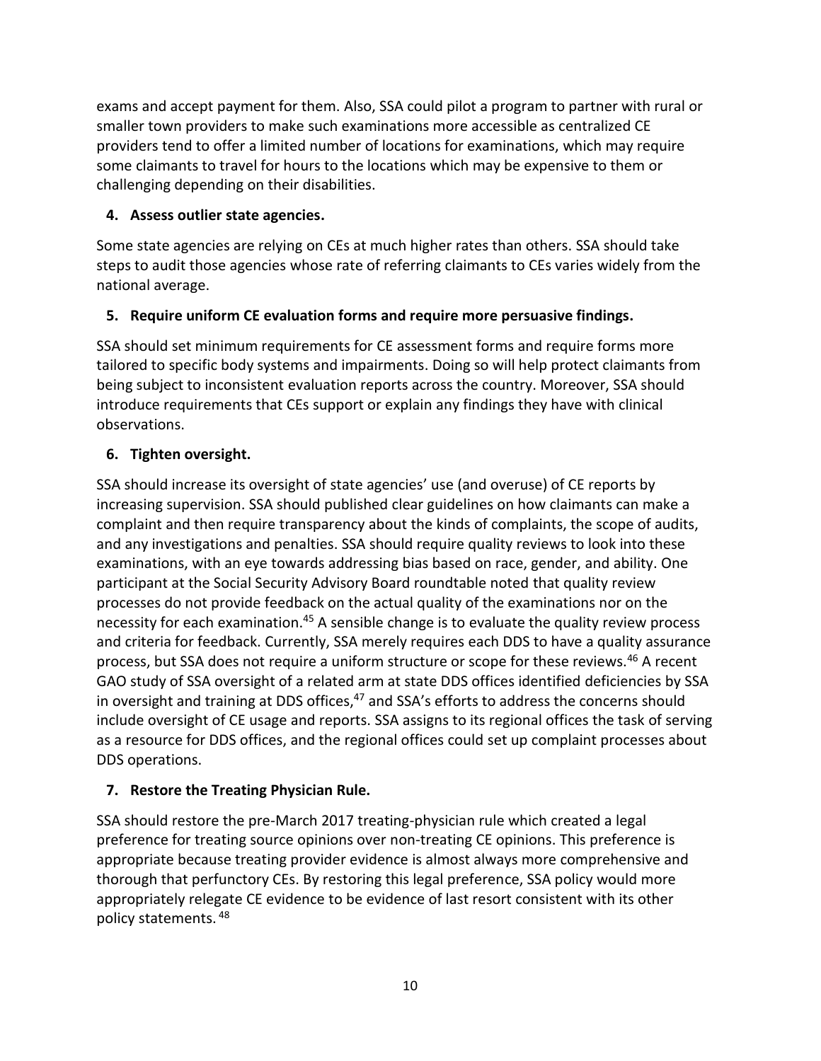exams and accept payment for them. Also, SSA could pilot a program to partner with rural or smaller town providers to make such examinations more accessible as centralized CE providers tend to offer a limited number of locations for examinations, which may require some claimants to travel for hours to the locations which may be expensive to them or challenging depending on their disabilities.

**4. Assess outlier state agencies.**

Some state agencies are relying on CEs at much higher rates than others. SSA should take steps to audit those agencies whose rate of referring claimants to CEs varies widely from the national average.

**5. Require uniform CE evaluation forms and require more persuasive findings.**

SSA should set minimum requirements for CE assessment forms and require forms more tailored to specific body systems and impairments. Doing so will help protect claimants from being subject to inconsistent evaluation reports across the country. Moreover, SSA should introduce requirements that CEs support or explain any findings they have with clinical observations.

**6. Tighten oversight.**

SSA should increase its oversight of state agencies' use (and overuse) of CE reports by increasing supervision. SSA should published clear guidelines on how claimants can make a complaint and then require transparency about the kinds of complaints, the scope of audits, and any investigations and penalties. SSA should require quality reviews to look into these examinations, with an eye towards addressing bias based on race, gender, and ability. One participant at the Social Security Advisory Board roundtable noted that quality review processes do not provide feedback on the actual quality of the examinations nor on the necessity for each examination.[45] A sensible change is to evaluate the quality review process and criteria for feedback. Currently, SSA merely requires each DDS to have a quality assurance process, but SSA does not require a uniform structure or scope for these reviews.[46] A recent GAO study of SSA oversight of a related arm at state DDS offices identified deficiencies by SSA in oversight and training at DDS offices,[47] and SSA's efforts to address the concerns should include oversight of CE usage and reports. SSA assigns to its regional offices the task of serving as a resource for DDS offices, and the regional offices could set up complaint processes about DDS operations.

**7. Restore the Treating Physician Rule.**

SSA should restore the pre-March 2017 treating-physician rule which created a legal preference for treating source opinions over non-treating CE opinions. This preference is appropriate because treating provider evidence is almost always more comprehensive and thorough that perfunctory CEs. By restoring this legal preference, SSA policy would more appropriately relegate CE evidence to be evidence of last resort consistent with its other policy statements.[48]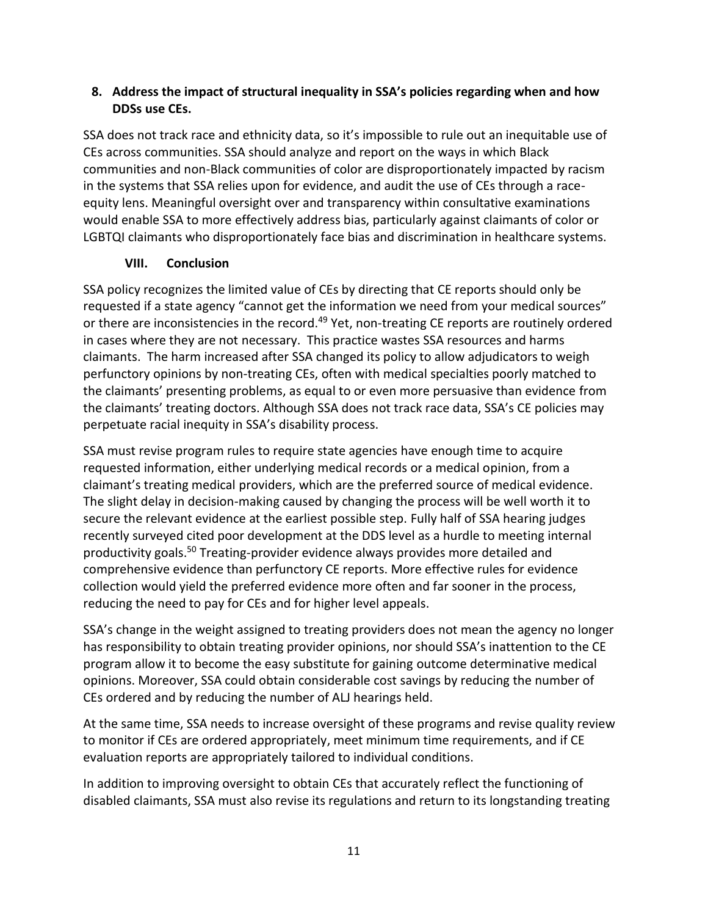8. **Address the impact of structural inequality in SSA's policies regarding when and how DDSs use CEs.**

SSA does not track race and ethnicity data, so it's impossible to rule out an inequitable use of CEs across communities. SSA should analyze and report on the ways in which Black communities and non-Black communities of color are disproportionately impacted by racism in the systems that SSA relies upon for evidence, and audit the use of CEs through a race-equity lens. Meaningful oversight over and transparency within consultative examinations would enable SSA to more effectively address bias, particularly against claimants of color or LGBTQI claimants who disproportionately face bias and discrimination in healthcare systems.

## VIII. Conclusion

SSA policy recognizes the limited value of CEs by directing that CE reports should only be requested if a state agency "cannot get the information we need from your medical sources" or there are inconsistencies in the record.[49] Yet, non-treating CE reports are routinely ordered in cases where they are not necessary. This practice wastes SSA resources and harms claimants. The harm increased after SSA changed its policy to allow adjudicators to weigh perfunctory opinions by non-treating CEs, often with medical specialties poorly matched to the claimants' presenting problems, as equal to or even more persuasive than evidence from the claimants' treating doctors. Although SSA does not track race data, SSA's CE policies may perpetuate racial inequity in SSA's disability process.

SSA must revise program rules to require state agencies have enough time to acquire requested information, either underlying medical records or a medical opinion, from a claimant's treating medical providers, which are the preferred source of medical evidence. The slight delay in decision-making caused by changing the process will be well worth it to secure the relevant evidence at the earliest possible step. Fully half of SSA hearing judges recently surveyed cited poor development at the DDS level as a hurdle to meeting internal productivity goals.[50] Treating-provider evidence always provides more detailed and comprehensive evidence than perfunctory CE reports. More effective rules for evidence collection would yield the preferred evidence more often and far sooner in the process, reducing the need to pay for CEs and for higher level appeals.

SSA's change in the weight assigned to treating providers does not mean the agency no longer has responsibility to obtain treating provider opinions, nor should SSA's inattention to the CE program allow it to become the easy substitute for gaining outcome determinative medical opinions. Moreover, SSA could obtain considerable cost savings by reducing the number of CEs ordered and by reducing the number of ALJ hearings held.

At the same time, SSA needs to increase oversight of these programs and revise quality review to monitor if CEs are ordered appropriately, meet minimum time requirements, and if CE evaluation reports are appropriately tailored to individual conditions.

In addition to improving oversight to obtain CEs that accurately reflect the functioning of disabled claimants, SSA must also revise its regulations and return to its longstanding treating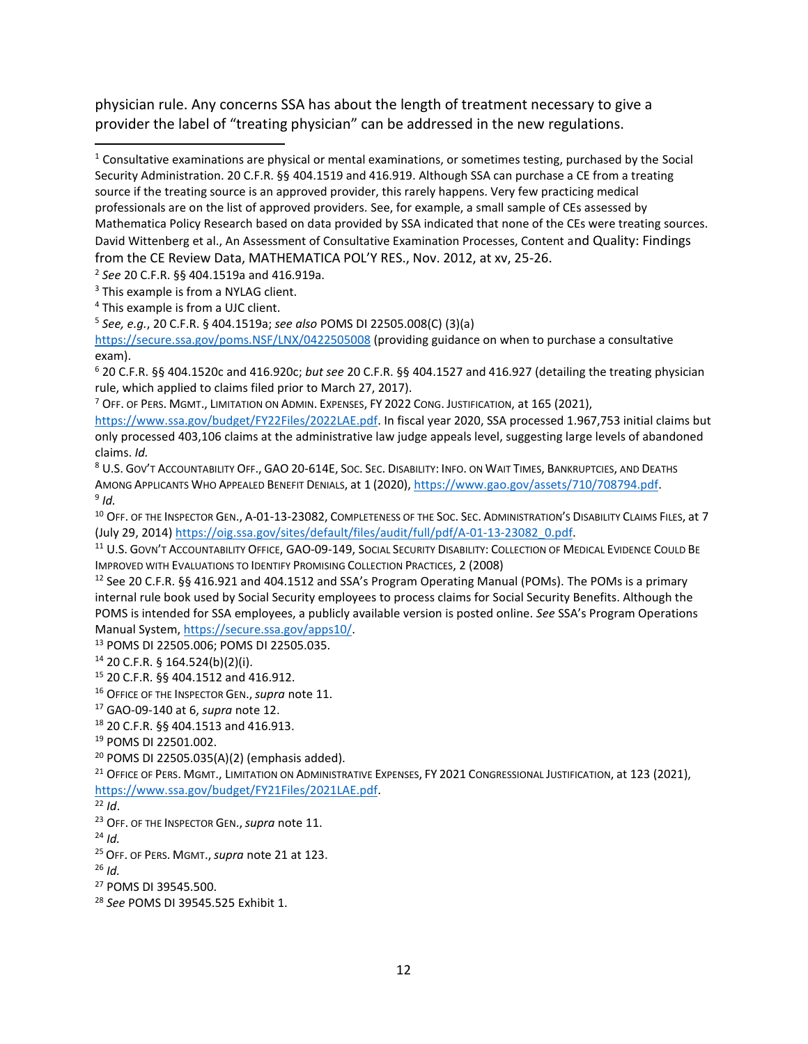physician rule. Any concerns SSA has about the length of treatment necessary to give a provider the label of "treating physician" can be addressed in the new regulations.

---

[1] Consultative examinations are physical or mental examinations, or sometimes testing, purchased by the Social Security Administration. 20 C.F.R. §§ 404.1519 and 416.919. Although SSA can purchase a CE from a treating source if the treating source is an approved provider, this rarely happens. Very few practicing medical professionals are on the list of approved providers. See, for example, a small sample of CEs assessed by Mathematica Policy Research based on data provided by SSA indicated that none of the CEs were treating sources. David Wittenberg et al., An Assessment of Consultative Examination Processes, Content and Quality: Findings from the CE Review Data, MATHEMATICA POL'Y RES., Nov. 2012, at xv, 25-26.

[2] *See* 20 C.F.R. §§ 404.1519a and 416.919a.

[3] This example is from a NYLAG client.

[4] This example is from a UJC client.

[5] *See, e.g.*, 20 C.F.R. § 404.1519a; *see also* POMS DI 22505.008(C) (3)(a) https://secure.ssa.gov/poms.NSF/LNX/0422505008 (providing guidance on when to purchase a consultative exam).

[6] 20 C.F.R. §§ 404.1520c and 416.920c; *but see* 20 C.F.R. §§ 404.1527 and 416.927 (detailing the treating physician rule, which applied to claims filed prior to March 27, 2017).

[7] OFF. OF PERS. MGMT., LIMITATION ON ADMIN. EXPENSES, FY 2022 CONG. JUSTIFICATION, at 165 (2021), https://www.ssa.gov/budget/FY22Files/2022LAE.pdf. In fiscal year 2020, SSA processed 1.967,753 initial claims but only processed 403,106 claims at the administrative law judge appeals level, suggesting large levels of abandoned claims. *Id.*

[8] U.S. GOV'T ACCOUNTABILITY OFF., GAO 20-614E, SOC. SEC. DISABILITY: INFO. ON WAIT TIMES, BANKRUPTCIES, AND DEATHS AMONG APPLICANTS WHO APPEALED BENEFIT DENIALS, at 1 (2020), https://www.gao.gov/assets/710/708794.pdf.

[9] *Id.*

[10] OFF. OF THE INSPECTOR GEN., A-01-13-23082, COMPLETENESS OF THE SOC. SEC. ADMINISTRATION'S DISABILITY CLAIMS FILES, at 7 (July 29, 2014) https://oig.ssa.gov/sites/default/files/audit/full/pdf/A-01-13-23082_0.pdf.

[11] U.S. GOVN'T ACCOUNTABILITY OFFICE, GAO-09-149, SOCIAL SECURITY DISABILITY: COLLECTION OF MEDICAL EVIDENCE COULD BE IMPROVED WITH EVALUATIONS TO IDENTIFY PROMISING COLLECTION PRACTICES, 2 (2008)

[12] See 20 C.F.R. §§ 416.921 and 404.1512 and SSA's Program Operating Manual (POMs). The POMs is a primary internal rule book used by Social Security employees to process claims for Social Security Benefits. Although the POMS is intended for SSA employees, a publicly available version is posted online. *See* SSA's Program Operations Manual System, https://secure.ssa.gov/apps10/.

[13] POMS DI 22505.006; POMS DI 22505.035.

[14] 20 C.F.R. § 164.524(b)(2)(i).

[15] 20 C.F.R. §§ 404.1512 and 416.912.

[16] OFFICE OF THE INSPECTOR GEN., *supra* note 11.

[17] GAO-09-140 at 6, *supra* note 12.

[18] 20 C.F.R. §§ 404.1513 and 416.913.

[19] POMS DI 22501.002.

[20] POMS DI 22505.035(A)(2) (emphasis added).

[21] OFFICE OF PERS. MGMT., LIMITATION ON ADMINISTRATIVE EXPENSES, FY 2021 CONGRESSIONAL JUSTIFICATION, at 123 (2021), https://www.ssa.gov/budget/FY21Files/2021LAE.pdf.

[22] *Id*.

[23] OFF. OF THE INSPECTOR GEN., *supra* note 11.

[24] *Id.*

[25] OFF. OF PERS. MGMT., *supra* note 21 at 123.

[26] *Id.*

[27] POMS DI 39545.500.

[28] *See* POMS DI 39545.525 Exhibit 1.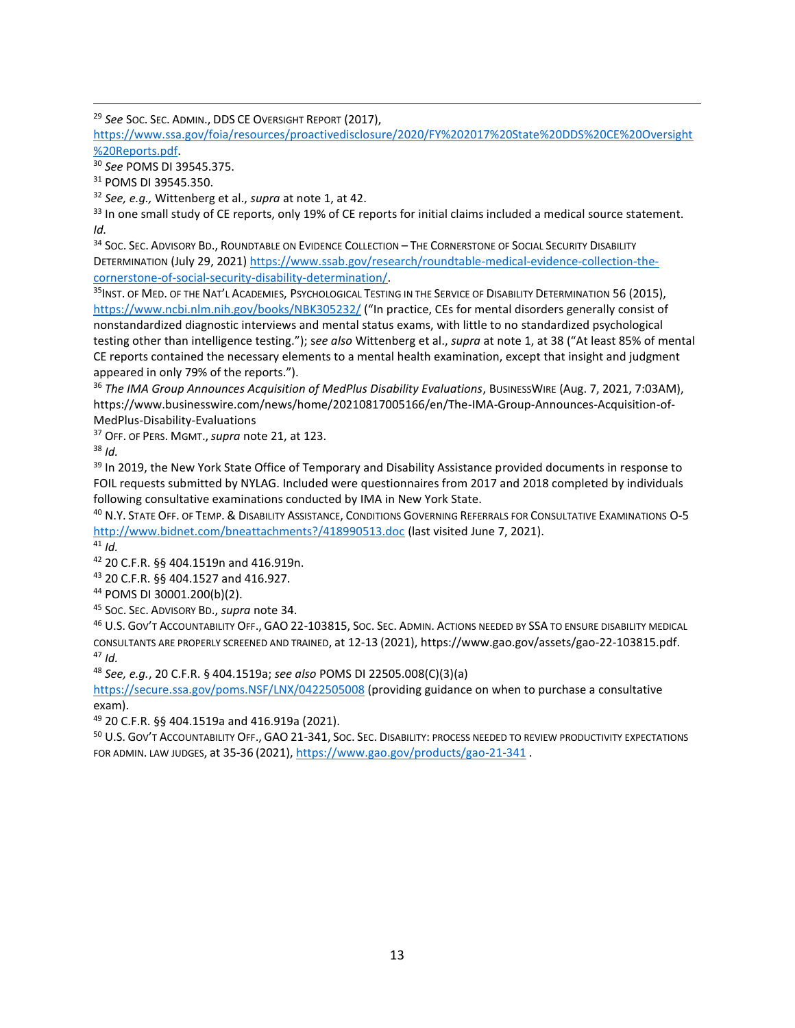[29] *See* Soc. Sec. Admin., DDS CE Oversight Report (2017), https://www.ssa.gov/foia/resources/proactivedisclosure/2020/FY%202017%20State%20DDS%20CE%20Oversight%20Reports.pdf.

[30] *See* POMS DI 39545.375.

[31] POMS DI 39545.350.

[32] *See, e.g.,* Wittenberg et al., *supra* at note 1, at 42.

[33] In one small study of CE reports, only 19% of CE reports for initial claims included a medical source statement. *Id.*

[34] Soc. Sec. Advisory Bd., Roundtable on Evidence Collection – The Cornerstone of Social Security Disability Determination (July 29, 2021) https://www.ssab.gov/research/roundtable-medical-evidence-collection-the-cornerstone-of-social-security-disability-determination/.

[35] Inst. of Med. of the Nat'l Academies, Psychological Testing in the Service of Disability Determination 56 (2015), https://www.ncbi.nlm.nih.gov/books/NBK305232/ ("In practice, CEs for mental disorders generally consist of nonstandardized diagnostic interviews and mental status exams, with little to no standardized psychological testing other than intelligence testing."); s*ee also* Wittenberg et al., *supra* at note 1, at 38 ("At least 85% of mental CE reports contained the necessary elements to a mental health examination, except that insight and judgment appeared in only 79% of the reports.").

[36] *The IMA Group Announces Acquisition of MedPlus Disability Evaluations*, BusinessWire (Aug. 7, 2021, 7:03AM), https://www.businesswire.com/news/home/20210817005166/en/The-IMA-Group-Announces-Acquisition-of-MedPlus-Disability-Evaluations

[37] Off. of Pers. Mgmt., *supra* note 21, at 123.

[38] *Id.*

[39] In 2019, the New York State Office of Temporary and Disability Assistance provided documents in response to FOIL requests submitted by NYLAG. Included were questionnaires from 2017 and 2018 completed by individuals following consultative examinations conducted by IMA in New York State.

[40] N.Y. State Off. of Temp. & Disability Assistance, Conditions Governing Referrals for Consultative Examinations O-5 http://www.bidnet.com/bneattachments?/418990513.doc (last visited June 7, 2021).

[41] *Id.*

[42] 20 C.F.R. §§ 404.1519n and 416.919n.

[43] 20 C.F.R. §§ 404.1527 and 416.927.

[44] POMS DI 30001.200(b)(2).

[45] Soc. Sec. Advisory Bd., *supra* note 34.

[46] U.S. Gov't Accountability Off., GAO 22-103815, Soc. Sec. Admin. Actions needed by SSA to ensure disability medical consultants are properly screened and trained, at 12-13 (2021), https://www.gao.gov/assets/gao-22-103815.pdf.

[47] *Id.*

[48] *See, e.g.*, 20 C.F.R. § 404.1519a; *see also* POMS DI 22505.008(C)(3)(a) https://secure.ssa.gov/poms.NSF/LNX/0422505008 (providing guidance on when to purchase a consultative exam).

[49] 20 C.F.R. §§ 404.1519a and 416.919a (2021).

[50] U.S. Gov't Accountability Off., GAO 21-341, Soc. Sec. Disability: process needed to review productivity expectations for admin. law judges, at 35-36 (2021), https://www.gao.gov/products/gao-21-341 .